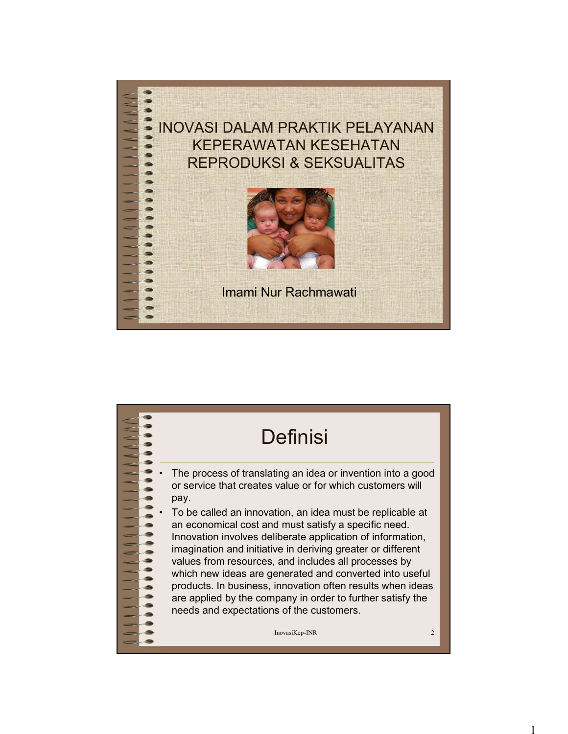# INOVASI DALAM PRAKTIK PELAYANAN KEPERAWATAN KESEHATAN REPRODUKSI & SEKSUALITAS

Imami Nur Rachmawati

## Definisi

- The process of translating an idea or invention into a good or service that creates value or for which customers will pay.
- To be called an innovation, an idea must be replicable at an economical cost and must satisfy a specific need. Innovation involves deliberate application of information, imagination and initiative in deriving greater or different values from resources, and includes all processes by which new ideas are generated and converted into useful products. In business, innovation often results when ideas are applied by the company in order to further satisfy the needs and expectations of the customers.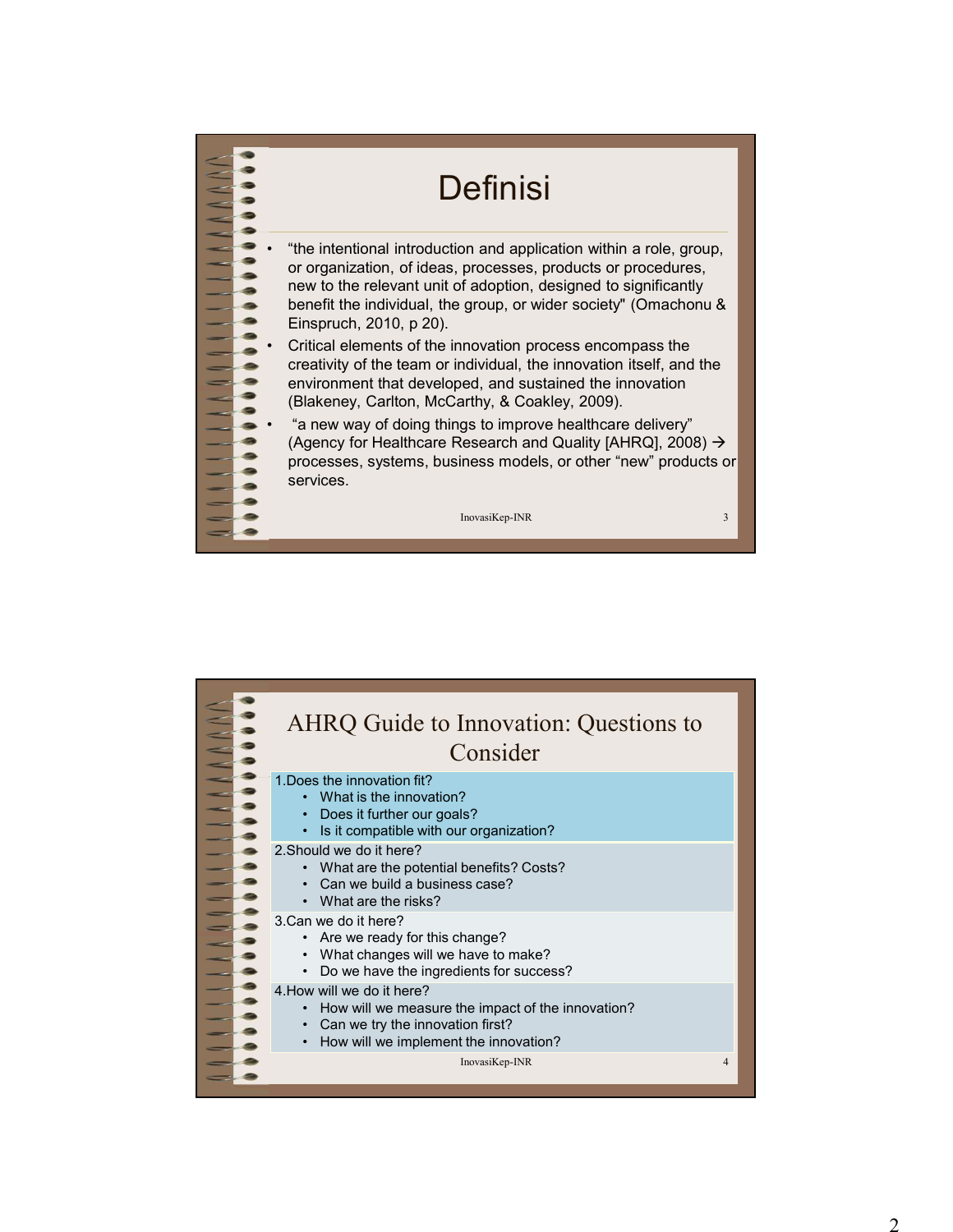# Definisi

- "the intentional introduction and application within a role, group, or organization, of ideas, processes, products or procedures, new to the relevant unit of adoption, designed to significantly benefit the individual, the group, or wider society" (Omachonu & Einspruch, 2010, p 20).
- Critical elements of the innovation process encompass the creativity of the team or individual, the innovation itself, and the environment that developed, and sustained the innovation (Blakeney, Carlton, McCarthy, & Coakley, 2009).
- "a new way of doing things to improve healthcare delivery" (Agency for Healthcare Research and Quality [AHRQ], 2008) → processes, systems, business models, or other "new" products or services.

# AHRQ Guide to Innovation: Questions to Consider

1. Does the innovation fit?
   - What is the innovation?
   - Does it further our goals?
   - Is it compatible with our organization?
2. Should we do it here?
   - What are the potential benefits? Costs?
   - Can we build a business case?
   - What are the risks?
3. Can we do it here?
   - Are we ready for this change?
   - What changes will we have to make?
   - Do we have the ingredients for success?
4. How will we do it here?
   - How will we measure the impact of the innovation?
   - Can we try the innovation first?
   - How will we implement the innovation?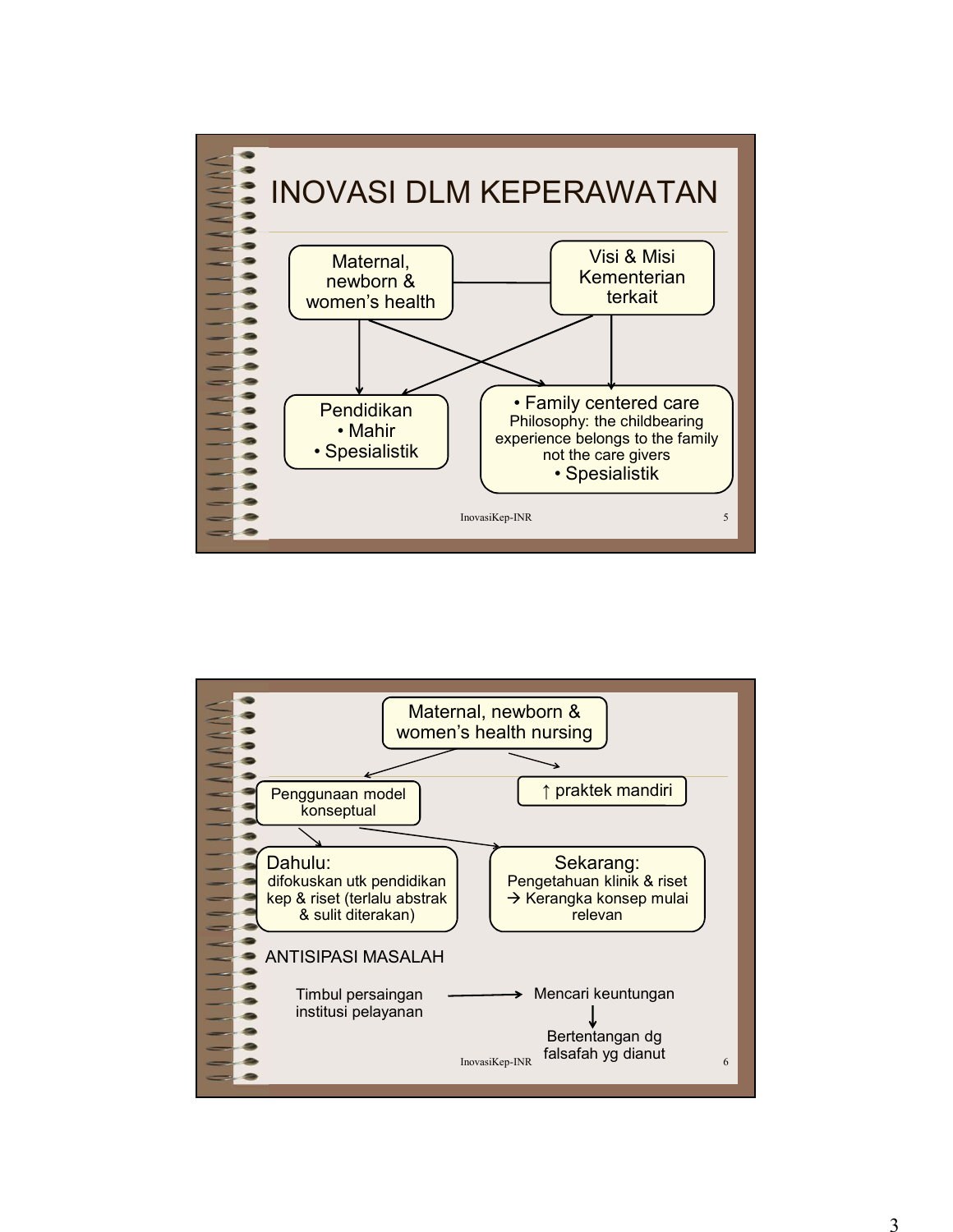# INOVASI DLM KEPERAWATAN

- Maternal, newborn & women's health
- Visi & Misi Kementerian terkait
- Pendidikan
  - Mahir
  - Spesialistik
- Family centered care
  - Philosophy: the childbearing experience belongs to the family not the care givers
  - Spesialistik

---

Maternal, newborn & women's health nursing

- Penggunaan model konseptual
- ↑ praktek mandiri

**Dahulu:**
difokuskan utk pendidikan kep & riset (terlalu abstrak & sulit diterakan)

**Sekarang:**
Pengetahuan klinik & riset → Kerangka konsep mulai relevan

ANTISIPASI MASALAH

Timbul persaingan institusi pelayanan → Mencari keuntungan → Bertentangan dg falsafah yg dianut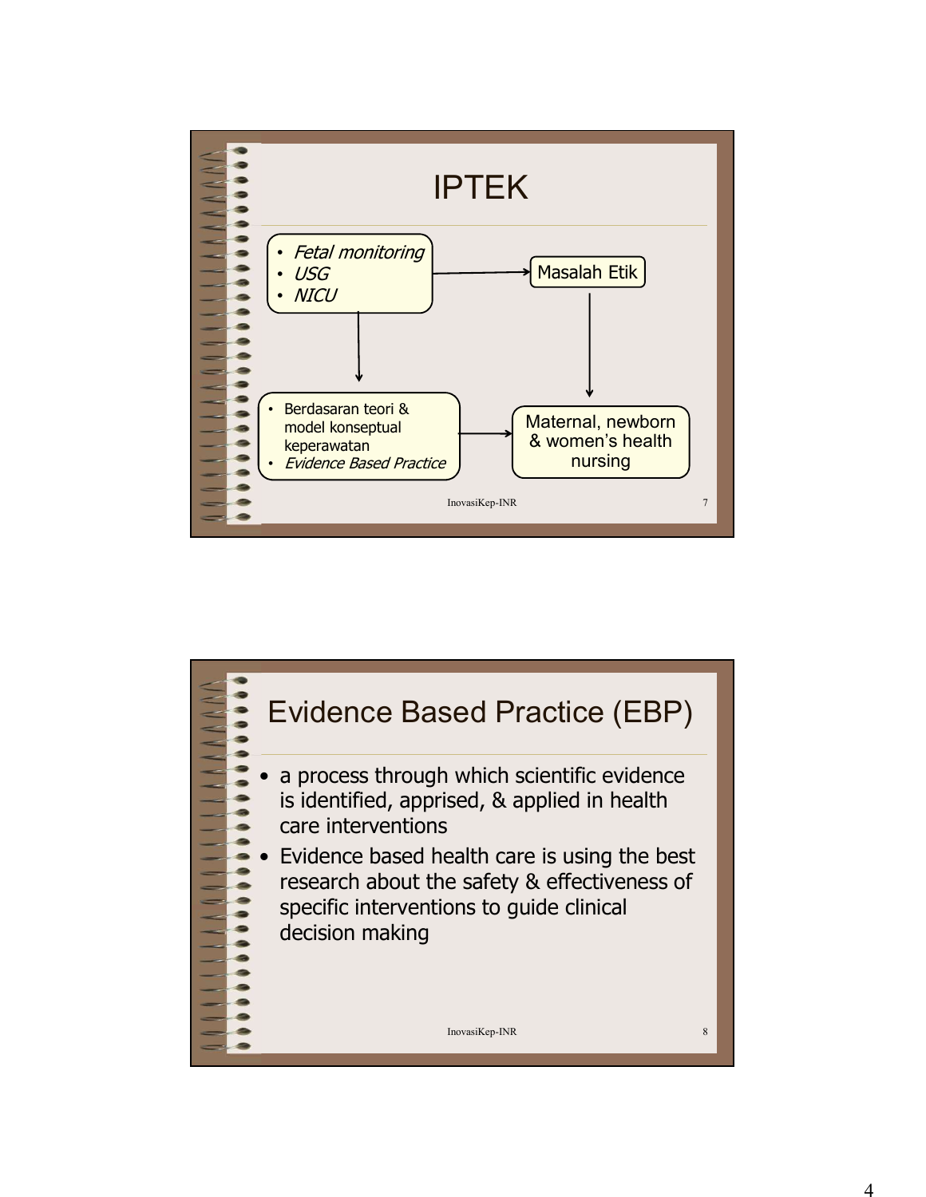# IPTEK

- *Fetal monitoring*
- *USG*
- *NICU*

→ Masalah Etik

- Berdasaran teori & model konseptual keperawatan
- *Evidence Based Practice*

→ Maternal, newborn & women's health nursing

# Evidence Based Practice (EBP)

- a process through which scientific evidence is identified, apprised, & applied in health care interventions
- Evidence based health care is using the best research about the safety & effectiveness of specific interventions to guide clinical decision making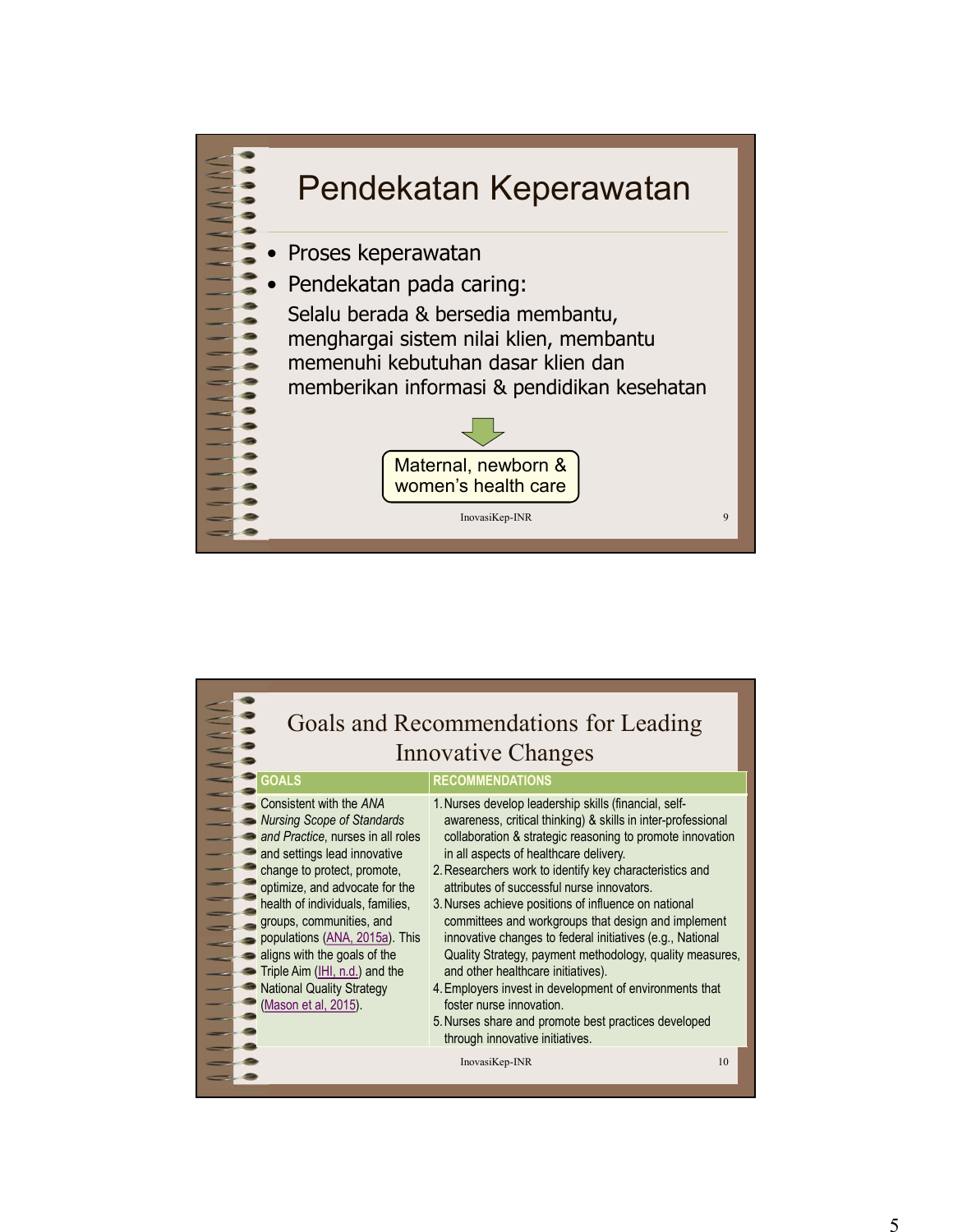## Pendekatan Keperawatan

- Proses keperawatan
- Pendekatan pada caring:

  Selalu berada & bersedia membantu, menghargai sistem nilai klien, membantu memenuhi kebutuhan dasar klien dan memberikan informasi & pendidikan kesehatan

Maternal, newborn & women's health care

InovasiKep-INR

## Goals and Recommendations for Leading Innovative Changes

| GOALS | RECOMMENDATIONS |
|---|---|
| Consistent with the *ANA Nursing Scope of Standards and Practice*, nurses in all roles and settings lead innovative change to protect, promote, optimize, and advocate for the health of individuals, families, groups, communities, and populations (ANA, 2015a). This aligns with the goals of the Triple Aim (IHI, n.d.) and the National Quality Strategy (Mason et al, 2015). | 1. Nurses develop leadership skills (financial, self-awareness, critical thinking) & skills in inter-professional collaboration & strategic reasoning to promote innovation in all aspects of healthcare delivery.<br>2. Researchers work to identify key characteristics and attributes of successful nurse innovators.<br>3. Nurses achieve positions of influence on national committees and workgroups that design and implement innovative changes to federal initiatives (e.g., National Quality Strategy, payment methodology, quality measures, and other healthcare initiatives).<br>4. Employers invest in development of environments that foster nurse innovation.<br>5. Nurses share and promote best practices developed through innovative initiatives. |

InovasiKep-INR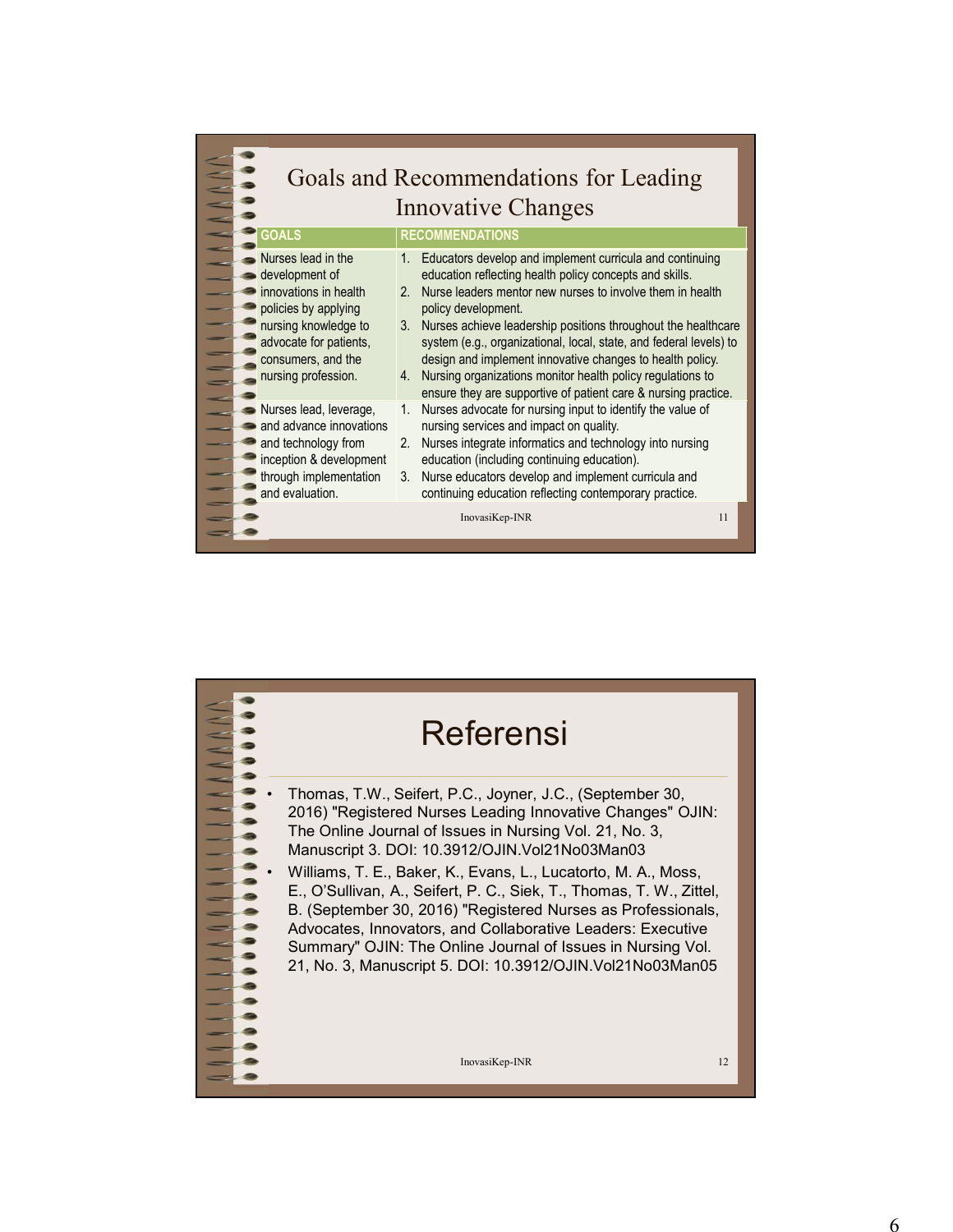# Goals and Recommendations for Leading Innovative Changes

| GOALS | RECOMMENDATIONS |
|---|---|
| Nurses lead in the development of innovations in health policies by applying nursing knowledge to advocate for patients, consumers, and the nursing profession. | 1. Educators develop and implement curricula and continuing education reflecting health policy concepts and skills.<br>2. Nurse leaders mentor new nurses to involve them in health policy development.<br>3. Nurses achieve leadership positions throughout the healthcare system (e.g., organizational, local, state, and federal levels) to design and implement innovative changes to health policy.<br>4. Nursing organizations monitor health policy regulations to ensure they are supportive of patient care & nursing practice. |
| Nurses lead, leverage, and advance innovations and technology from inception & development through implementation and evaluation. | 1. Nurses advocate for nursing input to identify the value of nursing services and impact on quality.<br>2. Nurses integrate informatics and technology into nursing education (including continuing education).<br>3. Nurse educators develop and implement curricula and continuing education reflecting contemporary practice. |

# Referensi

- Thomas, T.W., Seifert, P.C., Joyner, J.C., (September 30, 2016) "Registered Nurses Leading Innovative Changes" OJIN: The Online Journal of Issues in Nursing Vol. 21, No. 3, Manuscript 3. DOI: 10.3912/OJIN.Vol21No03Man03
- Williams, T. E., Baker, K., Evans, L., Lucatorto, M. A., Moss, E., O'Sullivan, A., Seifert, P. C., Siek, T., Thomas, T. W., Zittel, B. (September 30, 2016) "Registered Nurses as Professionals, Advocates, Innovators, and Collaborative Leaders: Executive Summary" OJIN: The Online Journal of Issues in Nursing Vol. 21, No. 3, Manuscript 5. DOI: 10.3912/OJIN.Vol21No03Man05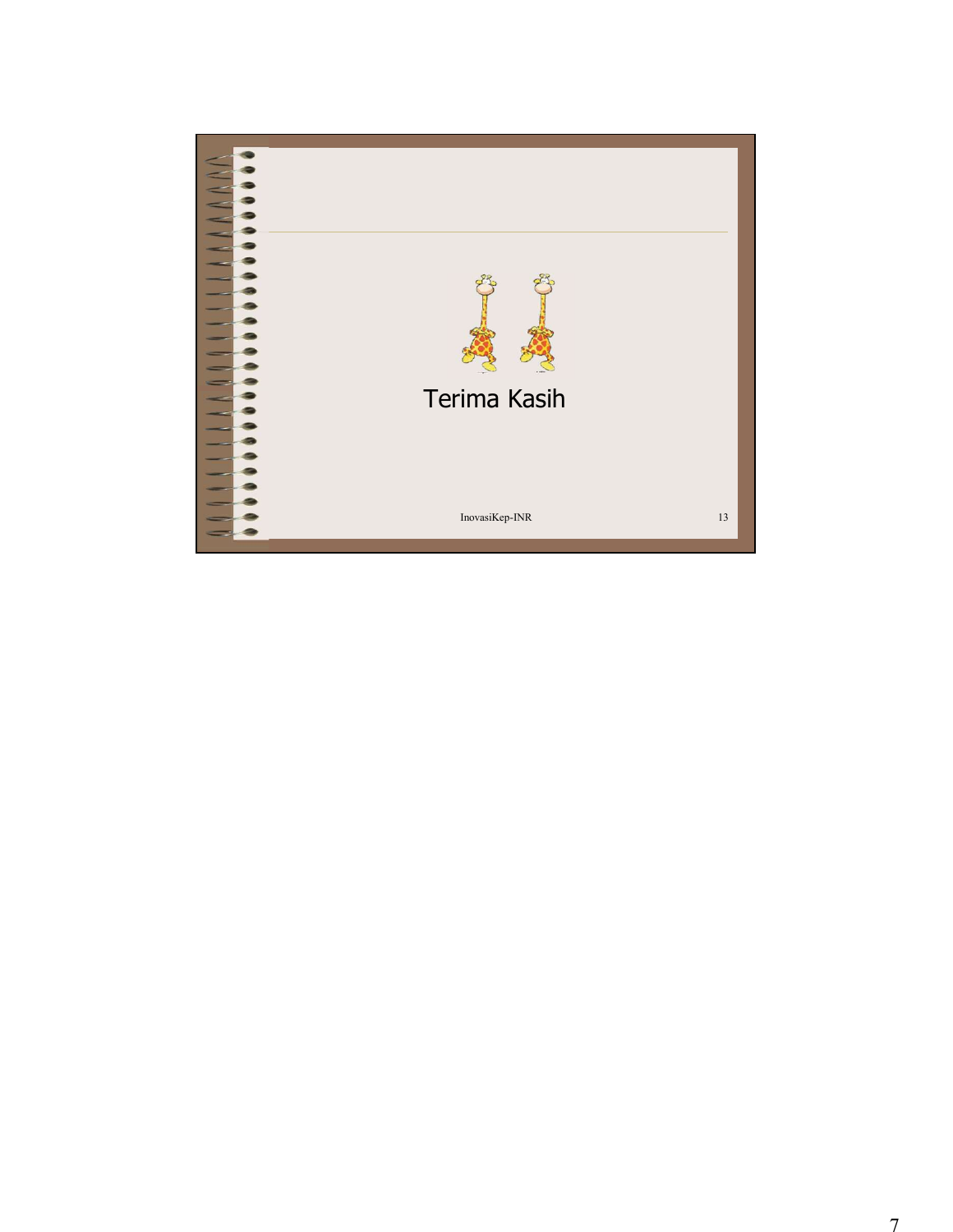Terima Kasih